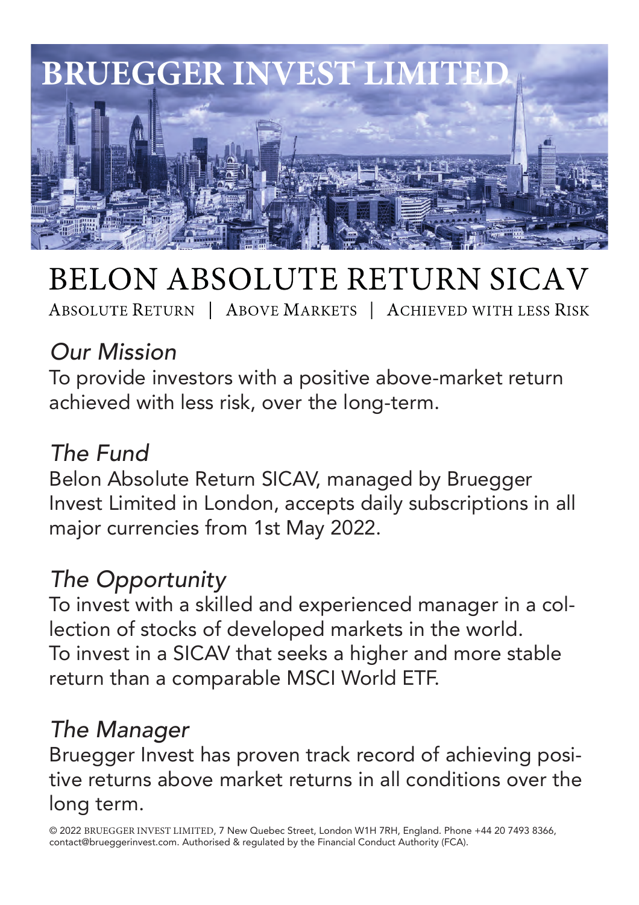# BRUEGGER INVEST LIMITED

## BELON ABSOLUTE RETURN SICAV

ABSOLUTE RETURN | ABOVE MARKETS | ACHIEVED WITH LESS RISK

### *Our Mission*

To provide investors with a positive above-market return achieved with less risk, over the long-term.

### *The Fund*

Belon Absolute Return SICAV, managed by Bruegger Invest Limited in London, accepts daily subscriptions in all major currencies from 1st May 2022.

### *The Opportunity*

To invest with a skilled and experienced manager in a collection of stocks of developed markets in the world.
To invest in a SICAV that seeks a higher and more stable return than a comparable MSCI World ETF.

### *The Manager*

Bruegger Invest has proven track record of achieving positive returns above market returns in all conditions over the long term.

© 2022 BRUEGGER INVEST LIMITED, 7 New Quebec Street, London W1H 7RH, England. Phone +44 20 7493 8366, contact@brueggerinvest.com. Authorised & regulated by the Financial Conduct Authority (FCA).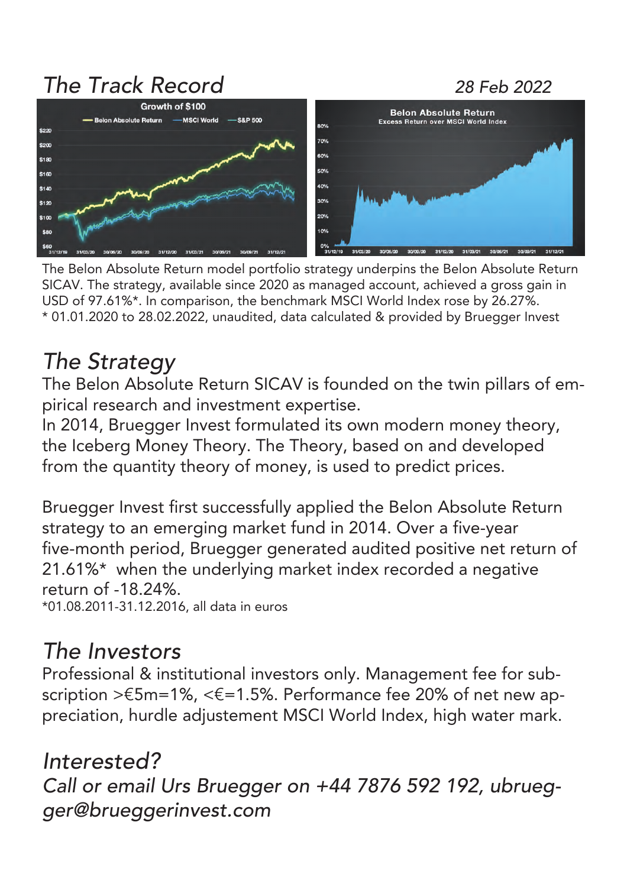## *The Track Record*

*28 Feb 2022*

Growth of $100

Belon Absolute Return — MSCI World — S&P 500

$220
$200
$180
$160
$140
$120
$100
$80
$60

31/12/19 31/03/20 30/06/20 30/09/20 31/12/20 31/03/21 30/06/21 30/09/21 31/12/21

Belon Absolute Return
Excess Return over MSCI World Index

80%
70%
60%
50%
40%
30%
20%
10%
0%

31/12/19 31/03/20 30/06/20 30/09/20 31/12/20 31/03/21 30/06/21 30/09/21 31/12/21

The Belon Absolute Return model portfolio strategy underpins the Belon Absolute Return SICAV. The strategy, available since 2020 as managed account, achieved a gross gain in USD of 97.61%*. In comparison, the benchmark MSCI World Index rose by 26.27%.
\* 01.01.2020 to 28.02.2022, unaudited, data calculated & provided by Bruegger Invest

## *The Strategy*

The Belon Absolute Return SICAV is founded on the twin pillars of empirical research and investment expertise.
In 2014, Bruegger Invest formulated its own modern money theory, the Iceberg Money Theory. The Theory, based on and developed from the quantity theory of money, is used to predict prices.

Bruegger Invest first successfully applied the Belon Absolute Return strategy to an emerging market fund in 2014. Over a five-year five-month period, Bruegger generated audited positive net return of 21.61%* when the underlying market index recorded a negative return of -18.24%.
\*01.08.2011-31.12.2016, all data in euros

## *The Investors*

Professional & institutional investors only. Management fee for subscription >€5m=1%, <€=1.5%. Performance fee 20% of net new appreciation, hurdle adjustement MSCI World Index, high water mark.

## *Interested?*

*Call or email Urs Bruegger on +44 7876 592 192, ubruegger@brueggerinvest.com*